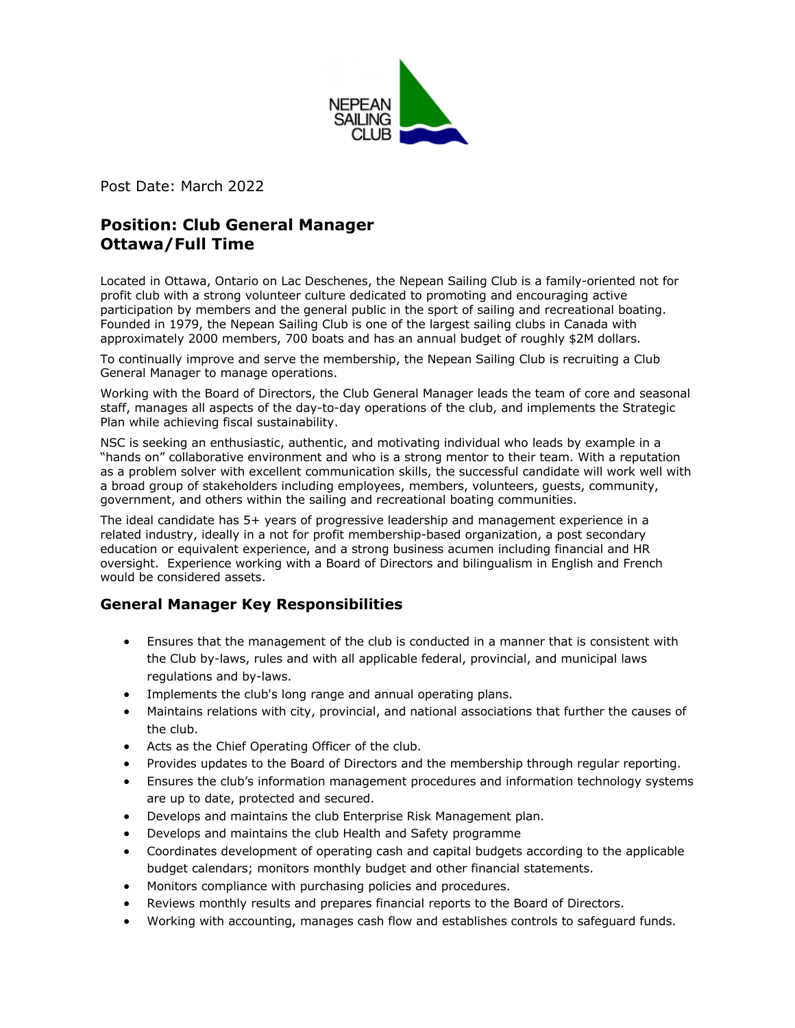NEPEAN SAILING CLUB

Post Date: March 2022

## Position: Club General Manager
## Ottawa/Full Time

Located in Ottawa, Ontario on Lac Deschenes, the Nepean Sailing Club is a family-oriented not for profit club with a strong volunteer culture dedicated to promoting and encouraging active participation by members and the general public in the sport of sailing and recreational boating. Founded in 1979, the Nepean Sailing Club is one of the largest sailing clubs in Canada with approximately 2000 members, 700 boats and has an annual budget of roughly $2M dollars.

To continually improve and serve the membership, the Nepean Sailing Club is recruiting a Club General Manager to manage operations.

Working with the Board of Directors, the Club General Manager leads the team of core and seasonal staff, manages all aspects of the day-to-day operations of the club, and implements the Strategic Plan while achieving fiscal sustainability.

NSC is seeking an enthusiastic, authentic, and motivating individual who leads by example in a "hands on" collaborative environment and who is a strong mentor to their team. With a reputation as a problem solver with excellent communication skills, the successful candidate will work well with a broad group of stakeholders including employees, members, volunteers, guests, community, government, and others within the sailing and recreational boating communities.

The ideal candidate has 5+ years of progressive leadership and management experience in a related industry, ideally in a not for profit membership-based organization, a post secondary education or equivalent experience, and a strong business acumen including financial and HR oversight. Experience working with a Board of Directors and bilingualism in English and French would be considered assets.

### General Manager Key Responsibilities

- Ensures that the management of the club is conducted in a manner that is consistent with the Club by-laws, rules and with all applicable federal, provincial, and municipal laws regulations and by-laws.
- Implements the club's long range and annual operating plans.
- Maintains relations with city, provincial, and national associations that further the causes of the club.
- Acts as the Chief Operating Officer of the club.
- Provides updates to the Board of Directors and the membership through regular reporting.
- Ensures the club's information management procedures and information technology systems are up to date, protected and secured.
- Develops and maintains the club Enterprise Risk Management plan.
- Develops and maintains the club Health and Safety programme
- Coordinates development of operating cash and capital budgets according to the applicable budget calendars; monitors monthly budget and other financial statements.
- Monitors compliance with purchasing policies and procedures.
- Reviews monthly results and prepares financial reports to the Board of Directors.
- Working with accounting, manages cash flow and establishes controls to safeguard funds.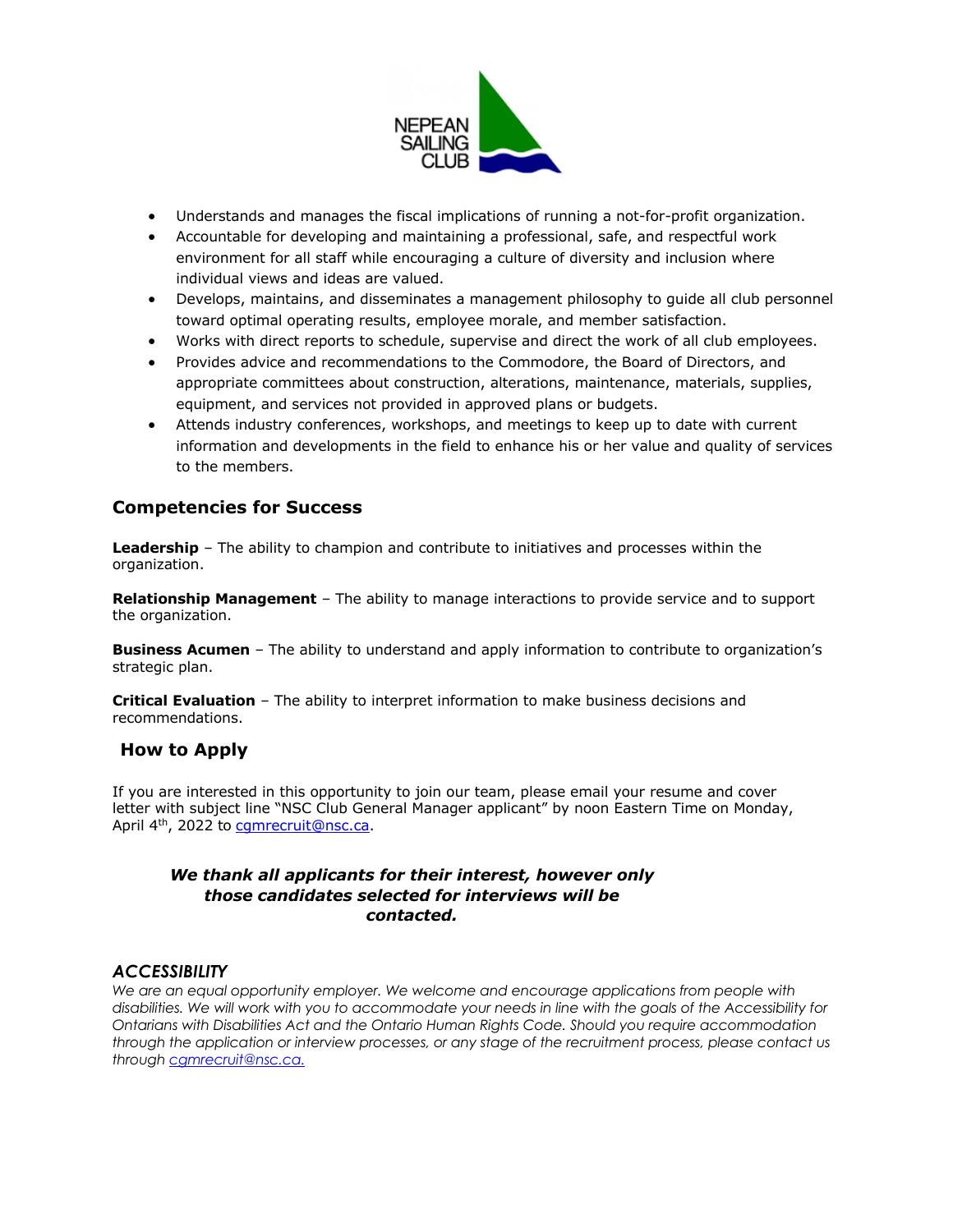- Understands and manages the fiscal implications of running a not-for-profit organization.
- Accountable for developing and maintaining a professional, safe, and respectful work environment for all staff while encouraging a culture of diversity and inclusion where individual views and ideas are valued.
- Develops, maintains, and disseminates a management philosophy to guide all club personnel toward optimal operating results, employee morale, and member satisfaction.
- Works with direct reports to schedule, supervise and direct the work of all club employees.
- Provides advice and recommendations to the Commodore, the Board of Directors, and appropriate committees about construction, alterations, maintenance, materials, supplies, equipment, and services not provided in approved plans or budgets.
- Attends industry conferences, workshops, and meetings to keep up to date with current information and developments in the field to enhance his or her value and quality of services to the members.

## Competencies for Success

**Leadership** – The ability to champion and contribute to initiatives and processes within the organization.

**Relationship Management** – The ability to manage interactions to provide service and to support the organization.

**Business Acumen** – The ability to understand and apply information to contribute to organization's strategic plan.

**Critical Evaluation** – The ability to interpret information to make business decisions and recommendations.

## How to Apply

If you are interested in this opportunity to join our team, please email your resume and cover letter with subject line "NSC Club General Manager applicant" by noon Eastern Time on Monday, April 4th, 2022 to cgmrecruit@nsc.ca.

***We thank all applicants for their interest, however only those candidates selected for interviews will be contacted.***

## *ACCESSIBILITY*

*We are an equal opportunity employer. We welcome and encourage applications from people with disabilities. We will work with you to accommodate your needs in line with the goals of the Accessibility for Ontarians with Disabilities Act and the Ontario Human Rights Code. Should you require accommodation through the application or interview processes, or any stage of the recruitment process, please contact us through cgmrecruit@nsc.ca.*